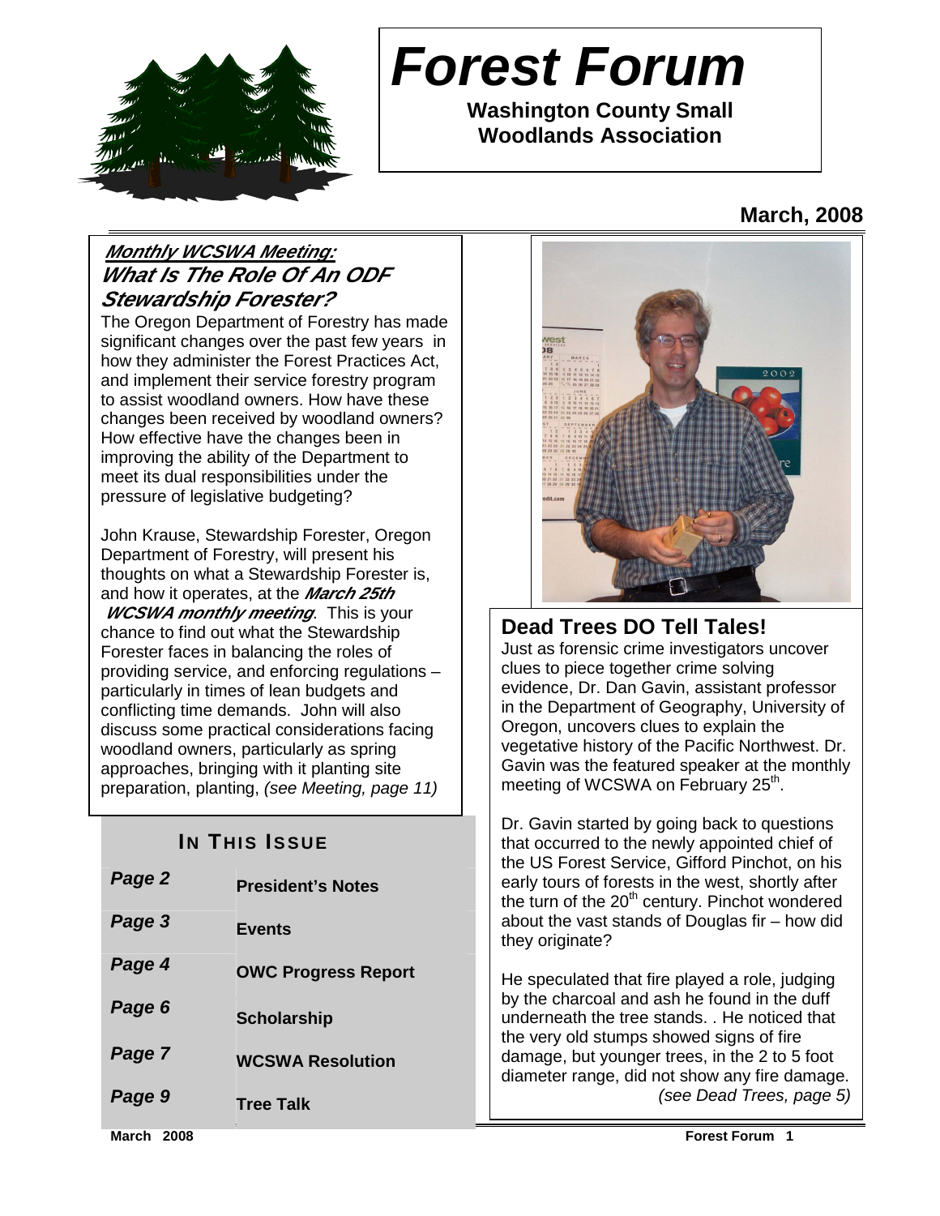# Forest Forum

**Washington County Small Woodlands Association**

**March, 2008**

## *Monthly WCSWA Meeting:* *What Is The Role Of An ODF Stewardship Forester?*

The Oregon Department of Forestry has made significant changes over the past few years in how they administer the Forest Practices Act, and implement their service forestry program to assist woodland owners. How have these changes been received by woodland owners? How effective have the changes been in improving the ability of the Department to meet its dual responsibilities under the pressure of legislative budgeting?

John Krause, Stewardship Forester, Oregon Department of Forestry, will present his thoughts on what a Stewardship Forester is, and how it operates, at the ***March 25th WCSWA monthly meeting***. This is your chance to find out what the Stewardship Forester faces in balancing the roles of providing service, and enforcing regulations – particularly in times of lean budgets and conflicting time demands. John will also discuss some practical considerations facing woodland owners, particularly as spring approaches, bringing with it planting site preparation, planting, *(see Meeting, page 11)*

## IN THIS ISSUE

| | |
|---|---|
| *Page 2* | **President's Notes** |
| *Page 3* | **Events** |
| *Page 4* | **OWC Progress Report** |
| *Page 6* | **Scholarship** |
| *Page 7* | **WCSWA Resolution** |
| *Page 9* | **Tree Talk** |

## Dead Trees DO Tell Tales!

Just as forensic crime investigators uncover clues to piece together crime solving evidence, Dr. Dan Gavin, assistant professor in the Department of Geography, University of Oregon, uncovers clues to explain the vegetative history of the Pacific Northwest. Dr. Gavin was the featured speaker at the monthly meeting of WCSWA on February 25th.

Dr. Gavin started by going back to questions that occurred to the newly appointed chief of the US Forest Service, Gifford Pinchot, on his early tours of forests in the west, shortly after the turn of the 20th century. Pinchot wondered about the vast stands of Douglas fir – how did they originate?

He speculated that fire played a role, judging by the charcoal and ash he found in the duff underneath the tree stands. . He noticed that the very old stumps showed signs of fire damage, but younger trees, in the 2 to 5 foot diameter range, did not show any fire damage. *(see Dead Trees, page 5)*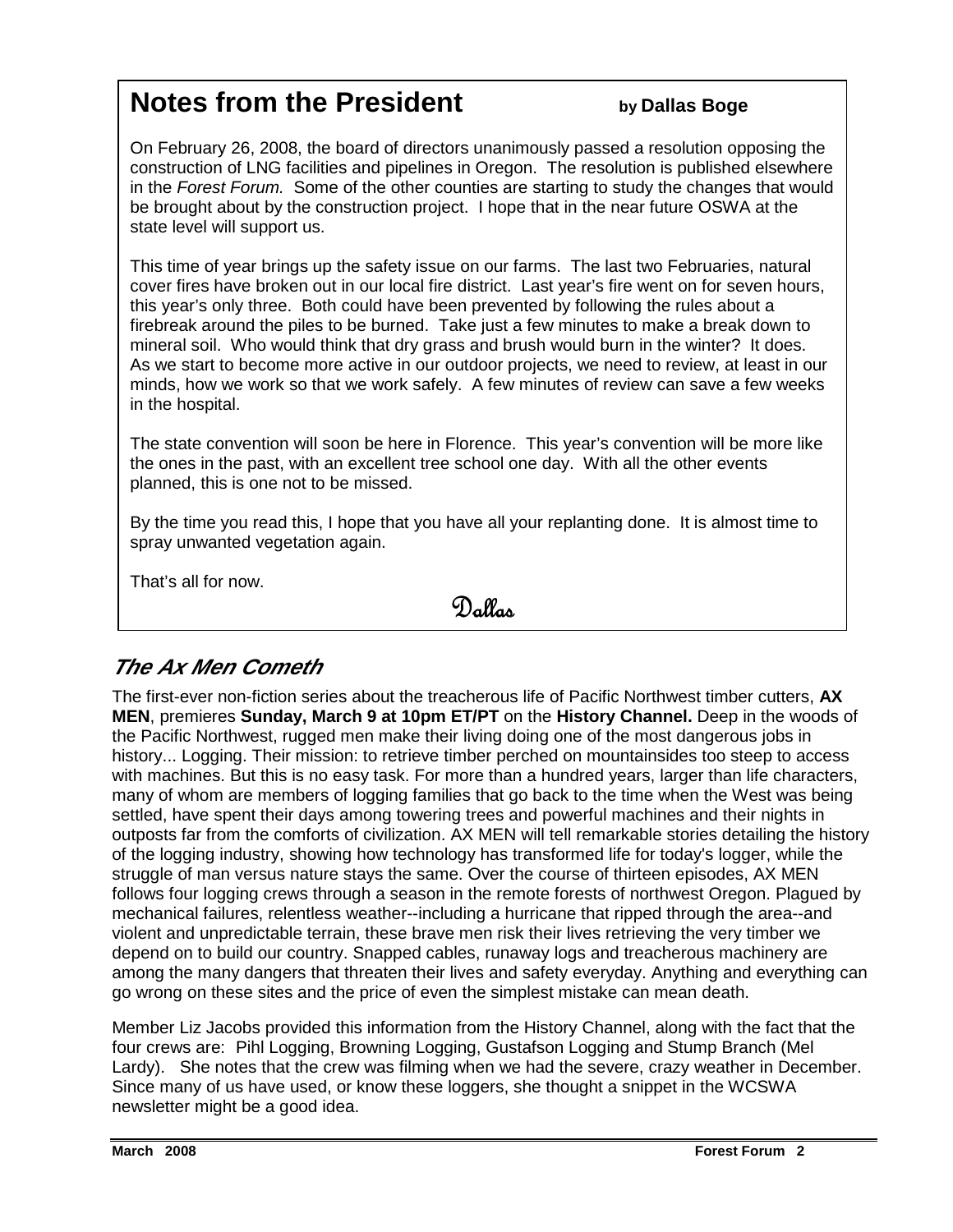## Notes from the President

**by Dallas Boge**

On February 26, 2008, the board of directors unanimously passed a resolution opposing the construction of LNG facilities and pipelines in Oregon. The resolution is published elsewhere in the *Forest Forum.* Some of the other counties are starting to study the changes that would be brought about by the construction project. I hope that in the near future OSWA at the state level will support us.

This time of year brings up the safety issue on our farms. The last two Februaries, natural cover fires have broken out in our local fire district. Last year's fire went on for seven hours, this year's only three. Both could have been prevented by following the rules about a firebreak around the piles to be burned. Take just a few minutes to make a break down to mineral soil. Who would think that dry grass and brush would burn in the winter? It does. As we start to become more active in our outdoor projects, we need to review, at least in our minds, how we work so that we work safely. A few minutes of review can save a few weeks in the hospital.

The state convention will soon be here in Florence. This year's convention will be more like the ones in the past, with an excellent tree school one day. With all the other events planned, this is one not to be missed.

By the time you read this, I hope that you have all your replanting done. It is almost time to spray unwanted vegetation again.

That's all for now.

Dallas

## *The Ax Men Cometh*

The first-ever non-fiction series about the treacherous life of Pacific Northwest timber cutters, **AX MEN**, premieres **Sunday, March 9 at 10pm ET/PT** on the **History Channel.** Deep in the woods of the Pacific Northwest, rugged men make their living doing one of the most dangerous jobs in history... Logging. Their mission: to retrieve timber perched on mountainsides too steep to access with machines. But this is no easy task. For more than a hundred years, larger than life characters, many of whom are members of logging families that go back to the time when the West was being settled, have spent their days among towering trees and powerful machines and their nights in outposts far from the comforts of civilization. AX MEN will tell remarkable stories detailing the history of the logging industry, showing how technology has transformed life for today's logger, while the struggle of man versus nature stays the same. Over the course of thirteen episodes, AX MEN follows four logging crews through a season in the remote forests of northwest Oregon. Plagued by mechanical failures, relentless weather--including a hurricane that ripped through the area--and violent and unpredictable terrain, these brave men risk their lives retrieving the very timber we depend on to build our country. Snapped cables, runaway logs and treacherous machinery are among the many dangers that threaten their lives and safety everyday. Anything and everything can go wrong on these sites and the price of even the simplest mistake can mean death.

Member Liz Jacobs provided this information from the History Channel, along with the fact that the four crews are: Pihl Logging, Browning Logging, Gustafson Logging and Stump Branch (Mel Lardy). She notes that the crew was filming when we had the severe, crazy weather in December. Since many of us have used, or know these loggers, she thought a snippet in the WCSWA newsletter might be a good idea.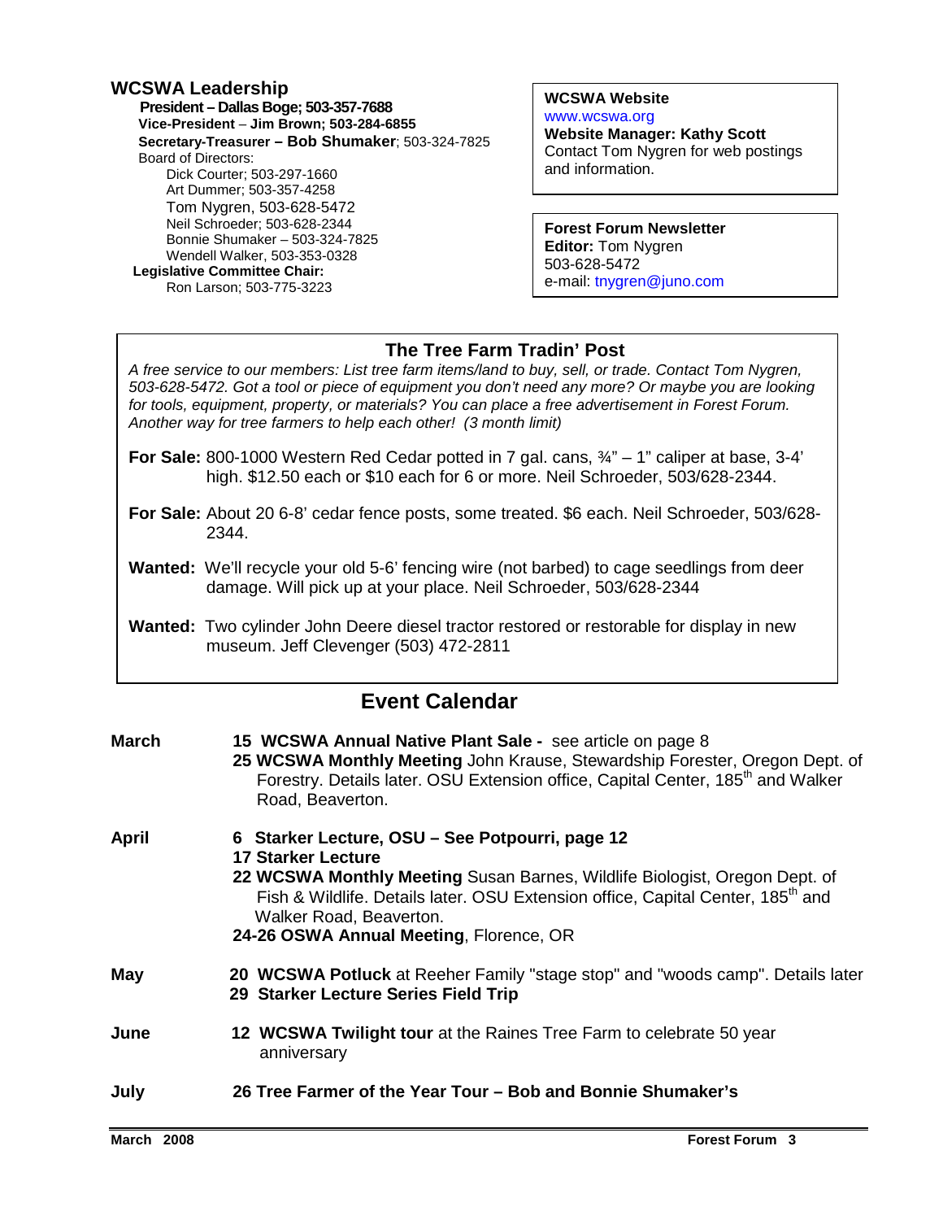## WCSWA Leadership

**President – Dallas Boge; 503-357-7688**
**Vice-President – Jim Brown; 503-284-6855**
**Secretary-Treasurer – Bob Shumaker**; 503-324-7825
Board of Directors:
- Dick Courter; 503-297-1660
- Art Dummer; 503-357-4258
- Tom Nygren, 503-628-5472
- Neil Schroeder; 503-628-2344
- Bonnie Shumaker – 503-324-7825
- Wendell Walker, 503-353-0328

**Legislative Committee Chair:**
Ron Larson; 503-775-3223

**WCSWA Website**
www.wcswa.org
**Website Manager: Kathy Scott**
Contact Tom Nygren for web postings and information.

**Forest Forum Newsletter**
**Editor:** Tom Nygren
503-628-5472
e-mail: tnygren@juno.com

## The Tree Farm Tradin' Post

*A free service to our members: List tree farm items/land to buy, sell, or trade. Contact Tom Nygren, 503-628-5472. Got a tool or piece of equipment you don't need any more? Or maybe you are looking for tools, equipment, property, or materials? You can place a free advertisement in Forest Forum. Another way for tree farmers to help each other! (3 month limit)*

**For Sale:** 800-1000 Western Red Cedar potted in 7 gal. cans, ¾" – 1" caliper at base, 3-4' high. $12.50 each or $10 each for 6 or more. Neil Schroeder, 503/628-2344.

**For Sale:** About 20 6-8' cedar fence posts, some treated. $6 each. Neil Schroeder, 503/628-2344.

**Wanted:** We'll recycle your old 5-6' fencing wire (not barbed) to cage seedlings from deer damage. Will pick up at your place. Neil Schroeder, 503/628-2344

**Wanted:** Two cylinder John Deere diesel tractor restored or restorable for display in new museum. Jeff Clevenger (503) 472-2811

## Event Calendar

**March**
- **15 WCSWA Annual Native Plant Sale -** see article on page 8
- **25 WCSWA Monthly Meeting** John Krause, Stewardship Forester, Oregon Dept. of Forestry. Details later. OSU Extension office, Capital Center, 185th and Walker Road, Beaverton.

**April**
- **6 Starker Lecture, OSU – See Potpourri, page 12**
- **17 Starker Lecture**
- **22 WCSWA Monthly Meeting** Susan Barnes, Wildlife Biologist, Oregon Dept. of Fish & Wildlife. Details later. OSU Extension office, Capital Center, 185th and Walker Road, Beaverton.
- **24-26 OSWA Annual Meeting**, Florence, OR

**May**
- **20 WCSWA Potluck** at Reeher Family "stage stop" and "woods camp". Details later
- **29 Starker Lecture Series Field Trip**

**June**
- **12 WCSWA Twilight tour** at the Raines Tree Farm to celebrate 50 year anniversary

**July**
- **26 Tree Farmer of the Year Tour – Bob and Bonnie Shumaker's**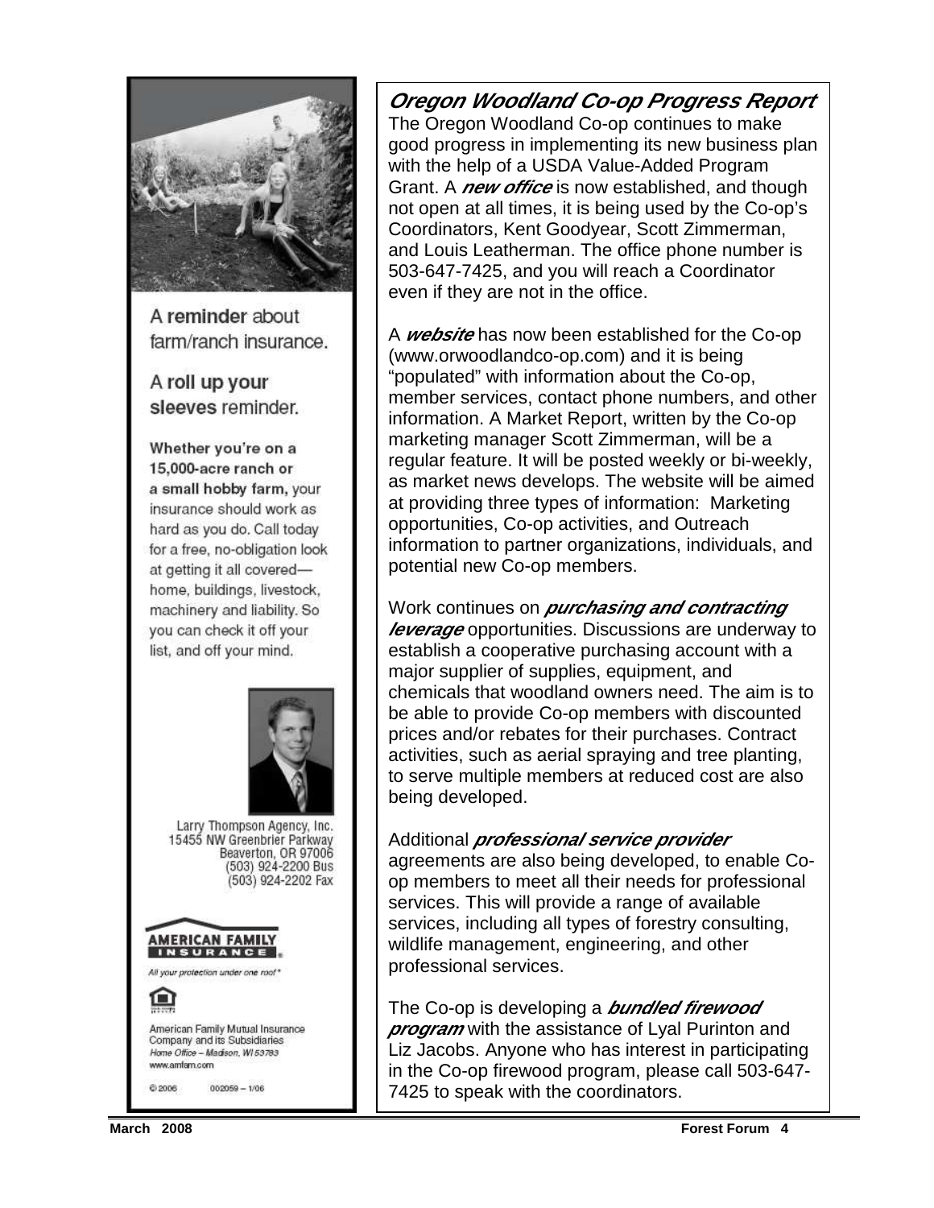A **reminder** about farm/ranch insurance.

A **roll up your sleeves** reminder.

**Whether you're on a 15,000-acre ranch or a small hobby farm,** your insurance should work as hard as you do. Call today for a free, no-obligation look at getting it all covered—home, buildings, livestock, machinery and liability. So you can check it off your list, and off your mind.

Larry Thompson Agency, Inc.
15455 NW Greenbrier Parkway
Beaverton, OR 97006
(503) 924-2200 Bus
(503) 924-2202 Fax

AMERICAN FAMILY INSURANCE

*All your protection under one roof*

American Family Mutual Insurance Company and its Subsidiaries
*Home Office – Madison, WI 53783*
www.amfam.com

© 2006 002059 – 1/06

## *Oregon Woodland Co-op Progress Report*

The Oregon Woodland Co-op continues to make good progress in implementing its new business plan with the help of a USDA Value-Added Program Grant. A ***new office*** is now established, and though not open at all times, it is being used by the Co-op's Coordinators, Kent Goodyear, Scott Zimmerman, and Louis Leatherman. The office phone number is 503-647-7425, and you will reach a Coordinator even if they are not in the office.

A ***website*** has now been established for the Co-op (www.orwoodlandco-op.com) and it is being "populated" with information about the Co-op, member services, contact phone numbers, and other information. A Market Report, written by the Co-op marketing manager Scott Zimmerman, will be a regular feature. It will be posted weekly or bi-weekly, as market news develops. The website will be aimed at providing three types of information: Marketing opportunities, Co-op activities, and Outreach information to partner organizations, individuals, and potential new Co-op members.

Work continues on ***purchasing and contracting leverage*** opportunities. Discussions are underway to establish a cooperative purchasing account with a major supplier of supplies, equipment, and chemicals that woodland owners need. The aim is to be able to provide Co-op members with discounted prices and/or rebates for their purchases. Contract activities, such as aerial spraying and tree planting, to serve multiple members at reduced cost are also being developed.

Additional ***professional service provider*** agreements are also being developed, to enable Co-op members to meet all their needs for professional services. This will provide a range of available services, including all types of forestry consulting, wildlife management, engineering, and other professional services.

The Co-op is developing a ***bundled firewood program*** with the assistance of Lyal Purinton and Liz Jacobs. Anyone who has interest in participating in the Co-op firewood program, please call 503-647-7425 to speak with the coordinators.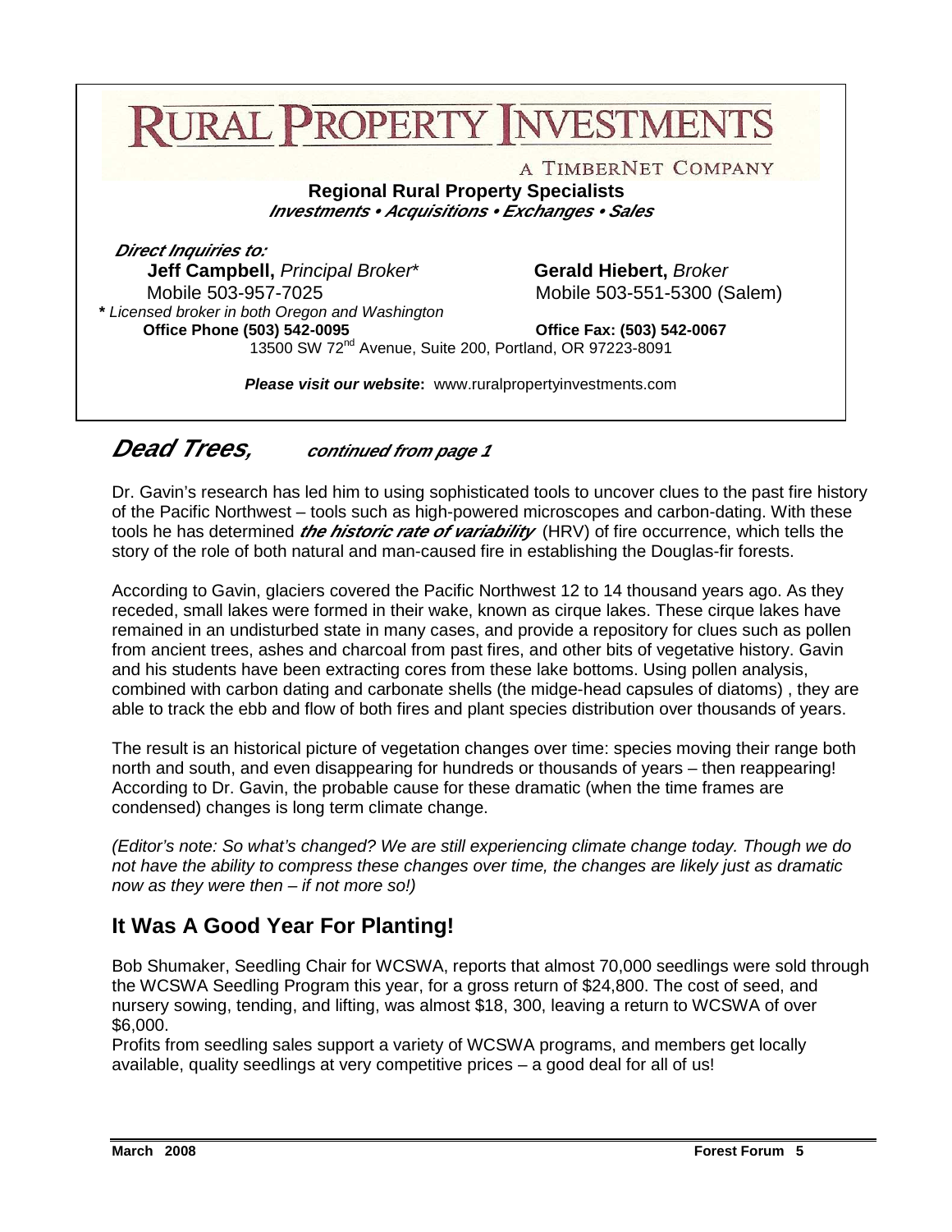# RURAL PROPERTY INVESTMENTS

A TIMBERNET COMPANY

**Regional Rural Property Specialists**

***Investments • Acquisitions • Exchanges • Sales***

***Direct Inquiries to:***

**Jeff Campbell,** *Principal Broker**
Mobile 503-957-7025

**Gerald Hiebert,** *Broker*
Mobile 503-551-5300 (Salem)

*** *Licensed broker in both Oregon and Washington*

**Office Phone (503) 542-0095** **Office Fax: (503) 542-0067**

13500 SW 72nd Avenue, Suite 200, Portland, OR 97223-8091

***Please visit our website*:** www.ruralpropertyinvestments.com

## *Dead Trees,* *continued from page 1*

Dr. Gavin's research has led him to using sophisticated tools to uncover clues to the past fire history of the Pacific Northwest – tools such as high-powered microscopes and carbon-dating. With these tools he has determined ***the historic rate of variability*** (HRV) of fire occurrence, which tells the story of the role of both natural and man-caused fire in establishing the Douglas-fir forests.

According to Gavin, glaciers covered the Pacific Northwest 12 to 14 thousand years ago. As they receded, small lakes were formed in their wake, known as cirque lakes. These cirque lakes have remained in an undisturbed state in many cases, and provide a repository for clues such as pollen from ancient trees, ashes and charcoal from past fires, and other bits of vegetative history. Gavin and his students have been extracting cores from these lake bottoms. Using pollen analysis, combined with carbon dating and carbonate shells (the midge-head capsules of diatoms) , they are able to track the ebb and flow of both fires and plant species distribution over thousands of years.

The result is an historical picture of vegetation changes over time: species moving their range both north and south, and even disappearing for hundreds or thousands of years – then reappearing! According to Dr. Gavin, the probable cause for these dramatic (when the time frames are condensed) changes is long term climate change.

*(Editor's note: So what's changed? We are still experiencing climate change today. Though we do not have the ability to compress these changes over time, the changes are likely just as dramatic now as they were then – if not more so!)*

## It Was A Good Year For Planting!

Bob Shumaker, Seedling Chair for WCSWA, reports that almost 70,000 seedlings were sold through the WCSWA Seedling Program this year, for a gross return of $24,800. The cost of seed, and nursery sowing, tending, and lifting, was almost $18, 300, leaving a return to WCSWA of over $6,000.

Profits from seedling sales support a variety of WCSWA programs, and members get locally available, quality seedlings at very competitive prices – a good deal for all of us!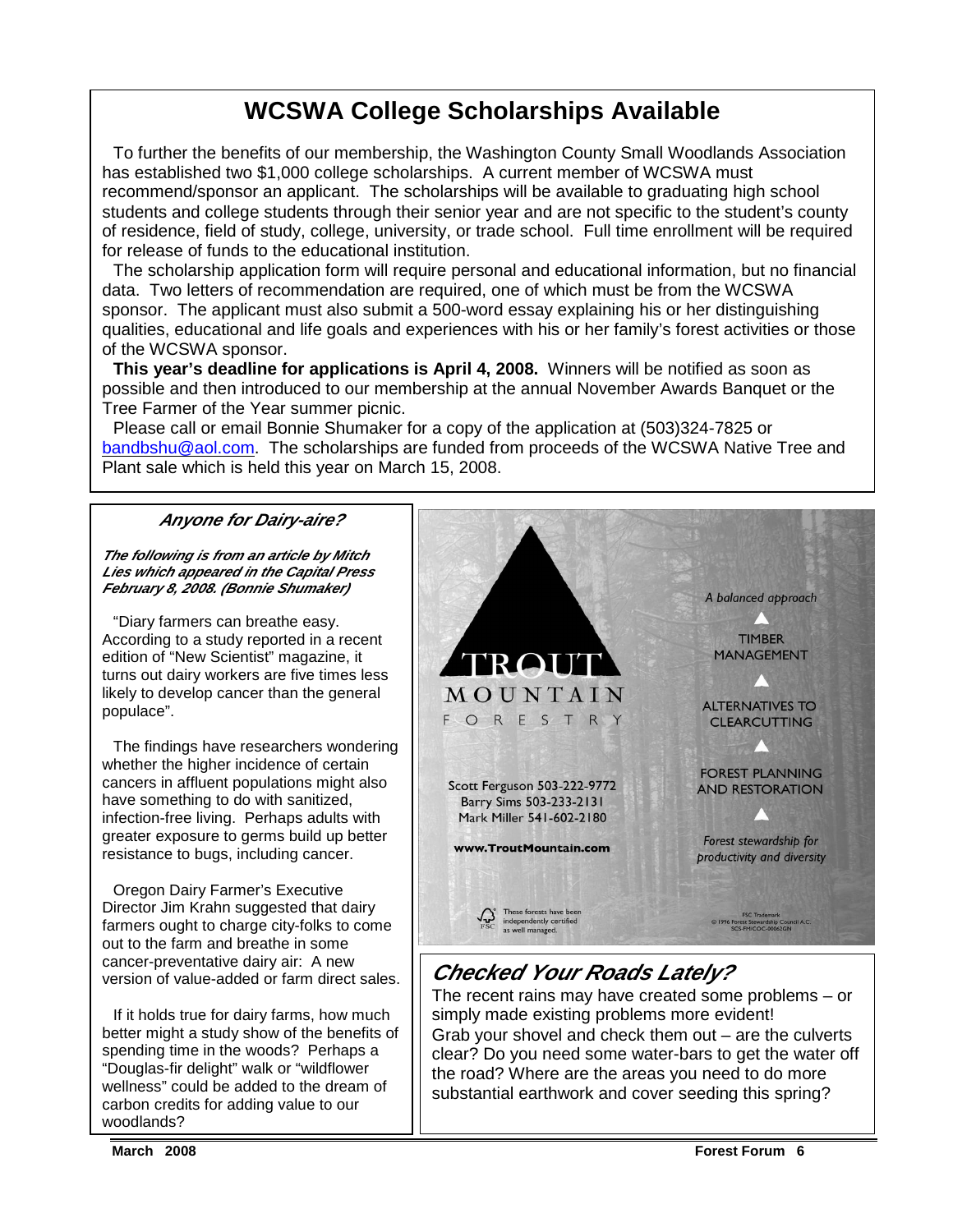# WCSWA College Scholarships Available

To further the benefits of our membership, the Washington County Small Woodlands Association has established two $1,000 college scholarships. A current member of WCSWA must recommend/sponsor an applicant. The scholarships will be available to graduating high school students and college students through their senior year and are not specific to the student's county of residence, field of study, college, university, or trade school. Full time enrollment will be required for release of funds to the educational institution.

The scholarship application form will require personal and educational information, but no financial data. Two letters of recommendation are required, one of which must be from the WCSWA sponsor. The applicant must also submit a 500-word essay explaining his or her distinguishing qualities, educational and life goals and experiences with his or her family's forest activities or those of the WCSWA sponsor.

**This year's deadline for applications is April 4, 2008.** Winners will be notified as soon as possible and then introduced to our membership at the annual November Awards Banquet or the Tree Farmer of the Year summer picnic.

Please call or email Bonnie Shumaker for a copy of the application at (503)324-7825 or bandbshu@aol.com. The scholarships are funded from proceeds of the WCSWA Native Tree and Plant sale which is held this year on March 15, 2008.

## *Anyone for Dairy-aire?*

***The following is from an article by Mitch Lies which appeared in the Capital Press February 8, 2008. (Bonnie Shumaker)***

"Diary farmers can breathe easy. According to a study reported in a recent edition of "New Scientist" magazine, it turns out dairy workers are five times less likely to develop cancer than the general populace".

The findings have researchers wondering whether the higher incidence of certain cancers in affluent populations might also have something to do with sanitized, infection-free living. Perhaps adults with greater exposure to germs build up better resistance to bugs, including cancer.

Oregon Dairy Farmer's Executive Director Jim Krahn suggested that dairy farmers ought to charge city-folks to come out to the farm and breathe in some cancer-preventative dairy air: A new version of value-added or farm direct sales.

If it holds true for dairy farms, how much better might a study show of the benefits of spending time in the woods? Perhaps a "Douglas-fir delight" walk or "wildflower wellness" could be added to the dream of carbon credits for adding value to our woodlands?

**TROUT MOUNTAIN FORESTRY**

Scott Ferguson 503-222-9772
Barry Sims 503-233-2131
Mark Miller 541-602-2180

www.TroutMountain.com

*A balanced approach*

TIMBER MANAGEMENT

ALTERNATIVES TO CLEARCUTTING

FOREST PLANNING AND RESTORATION

*Forest stewardship for productivity and diversity*

These forests have been independently certified as well managed.

FSC Trademark © 1996 Forest Stewardship Council A.C. SCS-FM/COC-00062GN

## *Checked Your Roads Lately?*

The recent rains may have created some problems – or simply made existing problems more evident! Grab your shovel and check them out – are the culverts clear? Do you need some water-bars to get the water off the road? Where are the areas you need to do more substantial earthwork and cover seeding this spring?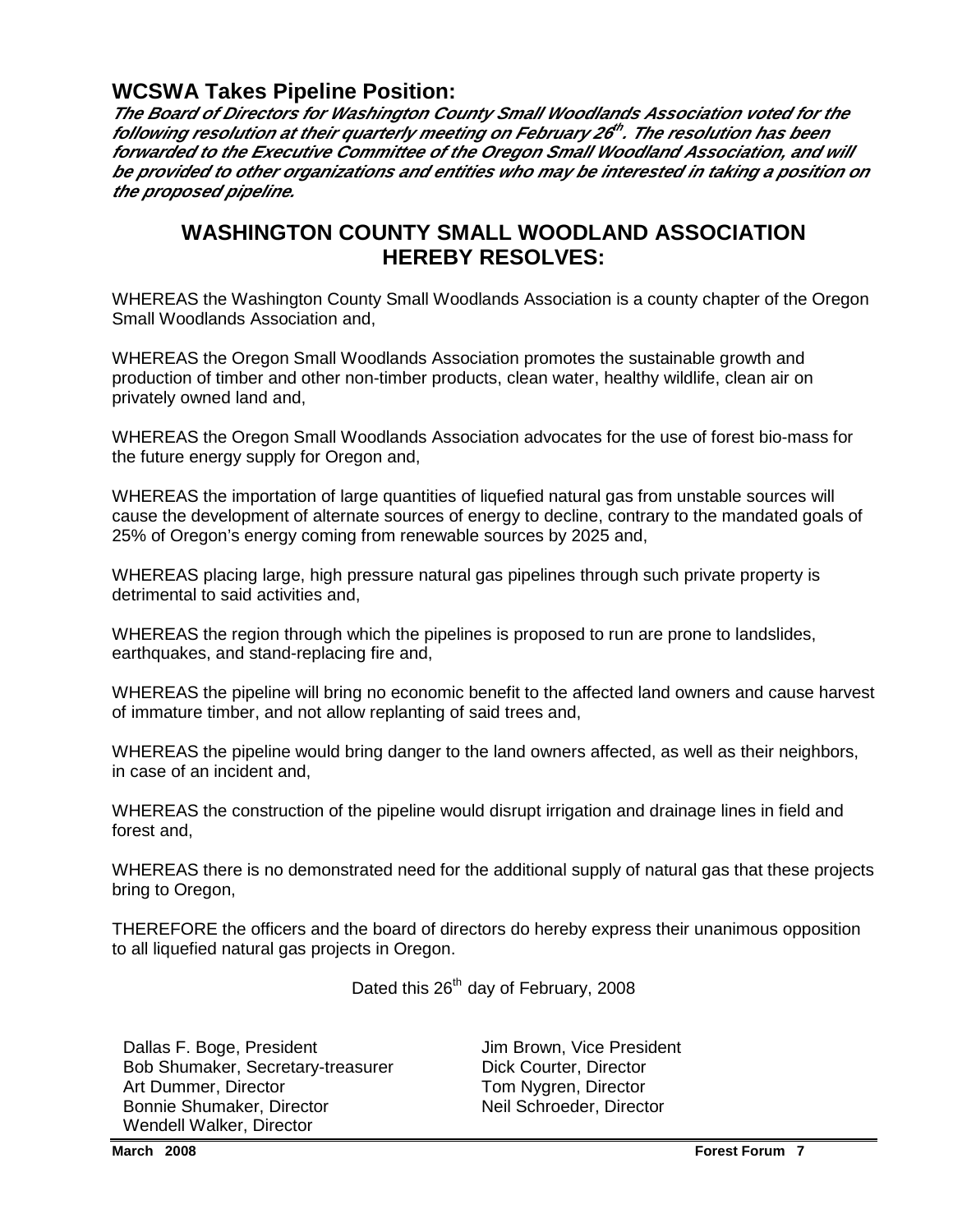## WCSWA Takes Pipeline Position:

***The Board of Directors for Washington County Small Woodlands Association voted for the following resolution at their quarterly meeting on February 26th. The resolution has been forwarded to the Executive Committee of the Oregon Small Woodland Association, and will be provided to other organizations and entities who may be interested in taking a position on the proposed pipeline.***

## WASHINGTON COUNTY SMALL WOODLAND ASSOCIATION HEREBY RESOLVES:

WHEREAS the Washington County Small Woodlands Association is a county chapter of the Oregon Small Woodlands Association and,

WHEREAS the Oregon Small Woodlands Association promotes the sustainable growth and production of timber and other non-timber products, clean water, healthy wildlife, clean air on privately owned land and,

WHEREAS the Oregon Small Woodlands Association advocates for the use of forest bio-mass for the future energy supply for Oregon and,

WHEREAS the importation of large quantities of liquefied natural gas from unstable sources will cause the development of alternate sources of energy to decline, contrary to the mandated goals of 25% of Oregon's energy coming from renewable sources by 2025 and,

WHEREAS placing large, high pressure natural gas pipelines through such private property is detrimental to said activities and,

WHEREAS the region through which the pipelines is proposed to run are prone to landslides, earthquakes, and stand-replacing fire and,

WHEREAS the pipeline will bring no economic benefit to the affected land owners and cause harvest of immature timber, and not allow replanting of said trees and,

WHEREAS the pipeline would bring danger to the land owners affected, as well as their neighbors, in case of an incident and,

WHEREAS the construction of the pipeline would disrupt irrigation and drainage lines in field and forest and,

WHEREAS there is no demonstrated need for the additional supply of natural gas that these projects bring to Oregon,

THEREFORE the officers and the board of directors do hereby express their unanimous opposition to all liquefied natural gas projects in Oregon.

Dated this 26th day of February, 2008

Dallas F. Boge, President
Bob Shumaker, Secretary-treasurer
Art Dummer, Director
Bonnie Shumaker, Director
Wendell Walker, Director
Jim Brown, Vice President
Dick Courter, Director
Tom Nygren, Director
Neil Schroeder, Director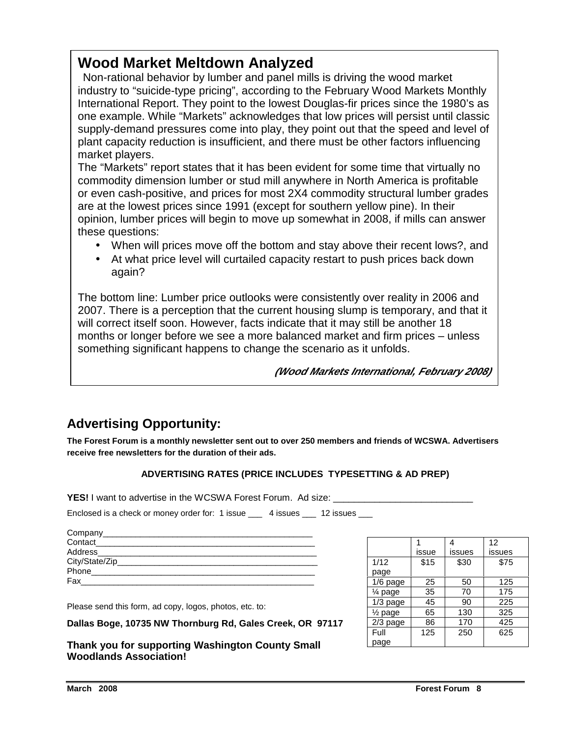## Wood Market Meltdown Analyzed

Non-rational behavior by lumber and panel mills is driving the wood market industry to "suicide-type pricing", according to the February Wood Markets Monthly International Report. They point to the lowest Douglas-fir prices since the 1980's as one example. While "Markets" acknowledges that low prices will persist until classic supply-demand pressures come into play, they point out that the speed and level of plant capacity reduction is insufficient, and there must be other factors influencing market players.

The "Markets" report states that it has been evident for some time that virtually no commodity dimension lumber or stud mill anywhere in North America is profitable or even cash-positive, and prices for most 2X4 commodity structural lumber grades are at the lowest prices since 1991 (except for southern yellow pine). In their opinion, lumber prices will begin to move up somewhat in 2008, if mills can answer these questions:

- When will prices move off the bottom and stay above their recent lows?, and
- At what price level will curtailed capacity restart to push prices back down again?

The bottom line: Lumber price outlooks were consistently over reality in 2006 and 2007. There is a perception that the current housing slump is temporary, and that it will correct itself soon. However, facts indicate that it may still be another 18 months or longer before we see a more balanced market and firm prices – unless something significant happens to change the scenario as it unfolds.

***(Wood Markets International, February 2008)***

## Advertising Opportunity:

**The Forest Forum is a monthly newsletter sent out to over 250 members and friends of WCSWA. Advertisers receive free newsletters for the duration of their ads.**

**ADVERTISING RATES (PRICE INCLUDES TYPESETTING & AD PREP)**

**YES!** I want to advertise in the WCSWA Forest Forum. Ad size: ___________________________

Enclosed is a check or money order for: 1 issue ___ 4 issues ___ 12 issues ___

Company_____________________________________________
Contact______________________________________________
Address______________________________________________
City/State/Zip_________________________________________
Phone_______________________________________________
Fax_________________________________________________

| | 1 issue | 4 issues | 12 issues |
|---|---|---|---|
| 1/12 page | $15 | $30 | $75 |
| 1/6 page | 25 | 50 | 125 |
| ¼ page | 35 | 70 | 175 |
| 1/3 page | 45 | 90 | 225 |
| ½ page | 65 | 130 | 325 |
| 2/3 page | 86 | 170 | 425 |
| Full page | 125 | 250 | 625 |

Please send this form, ad copy, logos, photos, etc. to:

**Dallas Boge, 10735 NW Thornburg Rd, Gales Creek, OR 97117**

**Thank you for supporting Washington County Small Woodlands Association!**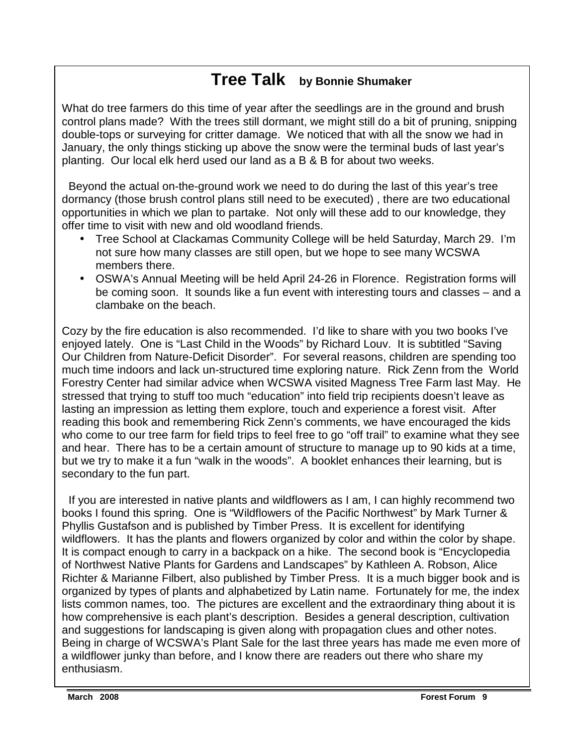# Tree Talk **by Bonnie Shumaker**

What do tree farmers do this time of year after the seedlings are in the ground and brush control plans made? With the trees still dormant, we might still do a bit of pruning, snipping double-tops or surveying for critter damage. We noticed that with all the snow we had in January, the only things sticking up above the snow were the terminal buds of last year's planting. Our local elk herd used our land as a B & B for about two weeks.

Beyond the actual on-the-ground work we need to do during the last of this year's tree dormancy (those brush control plans still need to be executed) , there are two educational opportunities in which we plan to partake. Not only will these add to our knowledge, they offer time to visit with new and old woodland friends.

- Tree School at Clackamas Community College will be held Saturday, March 29. I'm not sure how many classes are still open, but we hope to see many WCSWA members there.
- OSWA's Annual Meeting will be held April 24-26 in Florence. Registration forms will be coming soon. It sounds like a fun event with interesting tours and classes – and a clambake on the beach.

Cozy by the fire education is also recommended. I'd like to share with you two books I've enjoyed lately. One is "Last Child in the Woods" by Richard Louv. It is subtitled "Saving Our Children from Nature-Deficit Disorder". For several reasons, children are spending too much time indoors and lack un-structured time exploring nature. Rick Zenn from the World Forestry Center had similar advice when WCSWA visited Magness Tree Farm last May. He stressed that trying to stuff too much "education" into field trip recipients doesn't leave as lasting an impression as letting them explore, touch and experience a forest visit. After reading this book and remembering Rick Zenn's comments, we have encouraged the kids who come to our tree farm for field trips to feel free to go "off trail" to examine what they see and hear. There has to be a certain amount of structure to manage up to 90 kids at a time, but we try to make it a fun "walk in the woods". A booklet enhances their learning, but is secondary to the fun part.

If you are interested in native plants and wildflowers as I am, I can highly recommend two books I found this spring. One is "Wildflowers of the Pacific Northwest" by Mark Turner & Phyllis Gustafson and is published by Timber Press. It is excellent for identifying wildflowers. It has the plants and flowers organized by color and within the color by shape. It is compact enough to carry in a backpack on a hike. The second book is "Encyclopedia of Northwest Native Plants for Gardens and Landscapes" by Kathleen A. Robson, Alice Richter & Marianne Filbert, also published by Timber Press. It is a much bigger book and is organized by types of plants and alphabetized by Latin name. Fortunately for me, the index lists common names, too. The pictures are excellent and the extraordinary thing about it is how comprehensive is each plant's description. Besides a general description, cultivation and suggestions for landscaping is given along with propagation clues and other notes. Being in charge of WCSWA's Plant Sale for the last three years has made me even more of a wildflower junky than before, and I know there are readers out there who share my enthusiasm.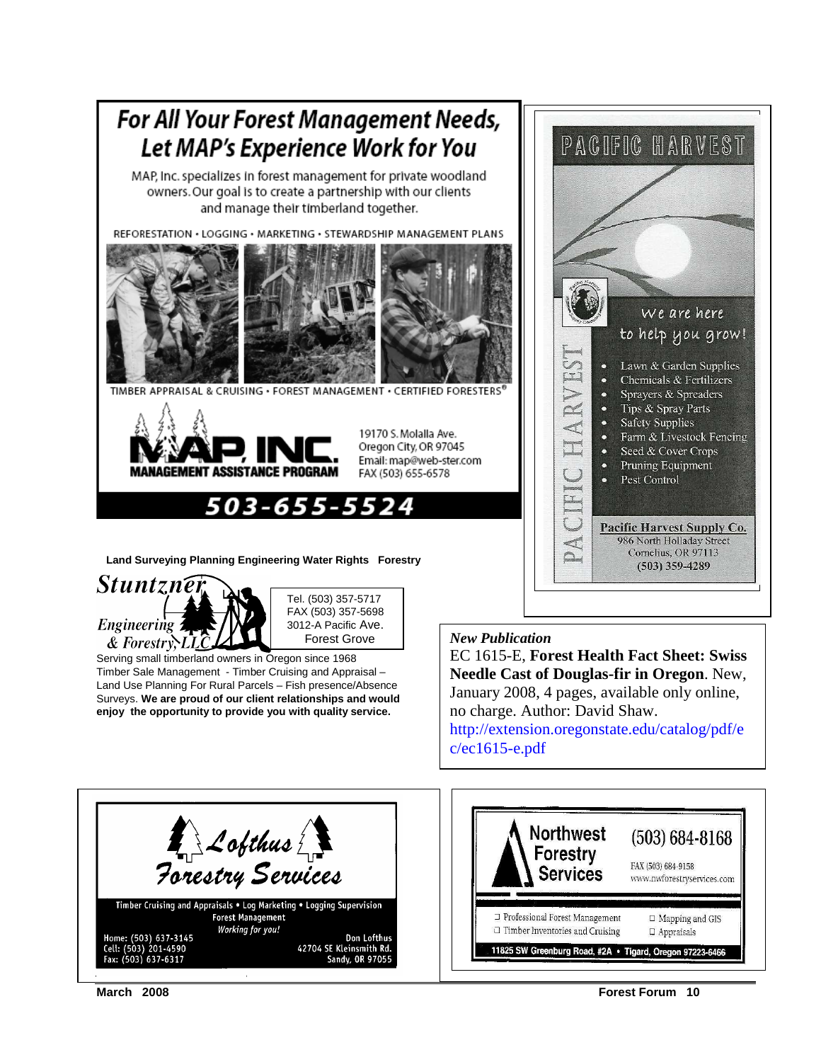## For All Your Forest Management Needs, Let MAP's Experience Work for You

MAP, Inc. specializes in forest management for private woodland owners. Our goal is to create a partnership with our clients and manage their timberland together.

REFORESTATION • LOGGING • MARKETING • STEWARDSHIP MANAGEMENT PLANS

TIMBER APPRAISAL & CRUISING • FOREST MANAGEMENT • CERTIFIED FORESTERS®

**MAP, INC.**
MANAGEMENT ASSISTANCE PROGRAM

19170 S. Molalla Ave.
Oregon City, OR 97045
Email: map@web-ster.com
FAX (503) 655-6578

**503-655-5524**

---

**Land Surveying Planning Engineering Water Rights Forestry**

**Stuntzner Engineering & Forestry, LLC**

Tel. (503) 357-5717
FAX (503) 357-5698
3012-A Pacific Ave.
Forest Grove

Serving small timberland owners in Oregon since 1968
Timber Sale Management - Timber Cruising and Appraisal – Land Use Planning For Rural Parcels – Fish presence/Absence Surveys. **We are proud of our client relationships and would enjoy the opportunity to provide you with quality service.**

---

**PACIFIC HARVEST**

We are here to help you grow!

- Lawn & Garden Supplies
- Chemicals & Fertilizers
- Sprayers & Spreaders
- Tips & Spray Parts
- Safety Supplies
- Farm & Livestock Fencing
- Seed & Cover Crops
- Pruning Equipment
- Pest Control

**Pacific Harvest Supply Co.**
986 North Holladay Street
Cornelius, OR 97113
(503) 359-4289

---

***New Publication***

EC 1615-E, **Forest Health Fact Sheet: Swiss Needle Cast of Douglas-fir in Oregon**. New, January 2008, 4 pages, available only online, no charge. Author: David Shaw.
http://extension.oregonstate.edu/catalog/pdf/ec/ec1615-e.pdf

---

**Lofthus Forestry Services**

Timber Cruising and Appraisals • Log Marketing • Logging Supervision
Forest Management
*Working for you!*

Home: (503) 637-3145
Cell: (503) 201-4590
Fax: (503) 637-6317

Don Lofthus
42704 SE Kleinsmith Rd.
Sandy, OR 97055

---

**Northwest Forestry Services**

(503) 684-8168
FAX (503) 684-9158
www.nwforestryservices.com

- Professional Forest Management
- Timber Inventories and Cruising
- Mapping and GIS
- Appraisals

11825 SW Greenburg Road, #2A • Tigard, Oregon 97223-6466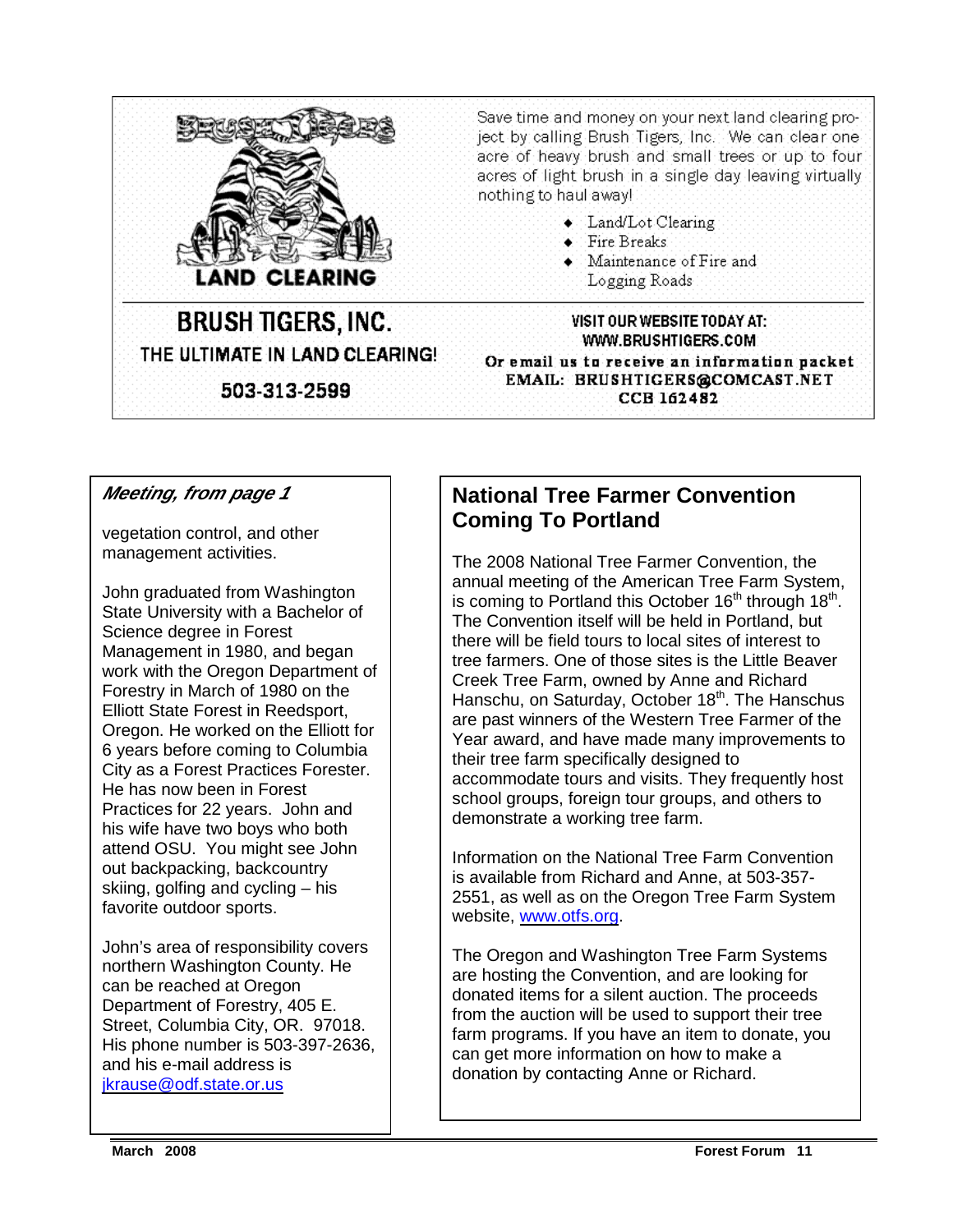BRUSH TIGERS

LAND CLEARING

Save time and money on your next land clearing project by calling Brush Tigers, Inc. We can clear one acre of heavy brush and small trees or up to four acres of light brush in a single day leaving virtually nothing to haul away!

- Land/Lot Clearing
- Fire Breaks
- Maintenance of Fire and Logging Roads

**BRUSH TIGERS, INC.**

**THE ULTIMATE IN LAND CLEARING!**

**503-313-2599**

**VISIT OUR WEBSITE TODAY AT: WWW.BRUSHTIGERS.COM**

**Or email us to receive an information packet**

**EMAIL: BRUSHTIGERS@COMCAST.NET**

**CCB 162482**

### *Meeting, from page 1*

vegetation control, and other management activities.

John graduated from Washington State University with a Bachelor of Science degree in Forest Management in 1980, and began work with the Oregon Department of Forestry in March of 1980 on the Elliott State Forest in Reedsport, Oregon. He worked on the Elliott for 6 years before coming to Columbia City as a Forest Practices Forester. He has now been in Forest Practices for 22 years. John and his wife have two boys who both attend OSU. You might see John out backpacking, backcountry skiing, golfing and cycling – his favorite outdoor sports.

John's area of responsibility covers northern Washington County. He can be reached at Oregon Department of Forestry, 405 E. Street, Columbia City, OR. 97018. His phone number is 503-397-2636, and his e-mail address is jkrause@odf.state.or.us

## National Tree Farmer Convention Coming To Portland

The 2008 National Tree Farmer Convention, the annual meeting of the American Tree Farm System, is coming to Portland this October 16th through 18th. The Convention itself will be held in Portland, but there will be field tours to local sites of interest to tree farmers. One of those sites is the Little Beaver Creek Tree Farm, owned by Anne and Richard Hanschu, on Saturday, October 18th. The Hanschus are past winners of the Western Tree Farmer of the Year award, and have made many improvements to their tree farm specifically designed to accommodate tours and visits. They frequently host school groups, foreign tour groups, and others to demonstrate a working tree farm.

Information on the National Tree Farm Convention is available from Richard and Anne, at 503-357-2551, as well as on the Oregon Tree Farm System website, www.otfs.org.

The Oregon and Washington Tree Farm Systems are hosting the Convention, and are looking for donated items for a silent auction. The proceeds from the auction will be used to support their tree farm programs. If you have an item to donate, you can get more information on how to make a donation by contacting Anne or Richard.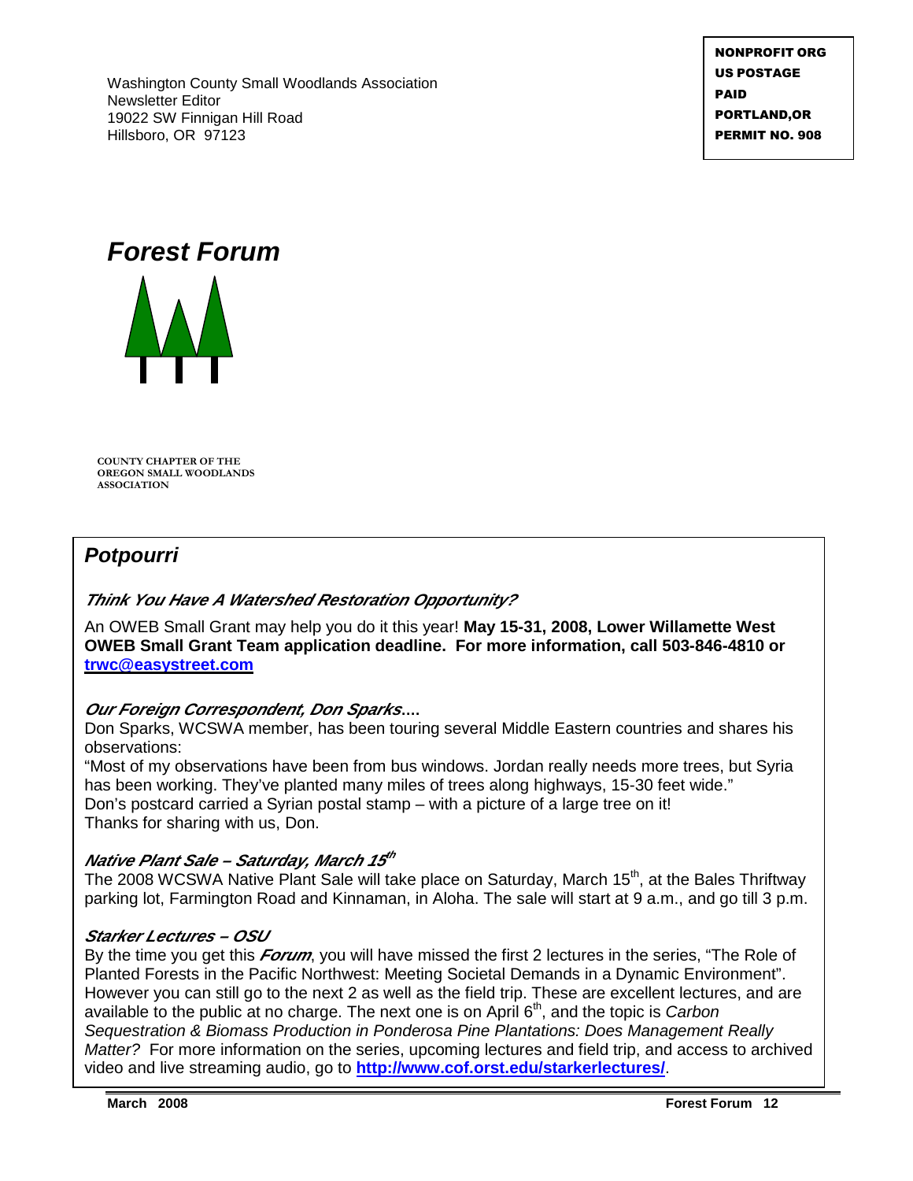Washington County Small Woodlands Association
Newsletter Editor
19022 SW Finnigan Hill Road
Hillsboro, OR 97123

NONPROFIT ORG
US POSTAGE
PAID
PORTLAND,OR
PERMIT NO. 908

# *Forest Forum*

COUNTY CHAPTER OF THE OREGON SMALL WOODLANDS ASSOCIATION

## *Potpourri*

### *Think You Have A Watershed Restoration Opportunity?*

An OWEB Small Grant may help you do it this year! **May 15-31, 2008, Lower Willamette West OWEB Small Grant Team application deadline. For more information, call 503-846-4810 or [trwc@easystreet.com](mailto:trwc@easystreet.com)**

### *Our Foreign Correspondent, Don Sparks….*

Don Sparks, WCSWA member, has been touring several Middle Eastern countries and shares his observations:

"Most of my observations have been from bus windows. Jordan really needs more trees, but Syria has been working. They've planted many miles of trees along highways, 15-30 feet wide."

Don's postcard carried a Syrian postal stamp – with a picture of a large tree on it!

Thanks for sharing with us, Don.

### *Native Plant Sale – Saturday, March 15th*

The 2008 WCSWA Native Plant Sale will take place on Saturday, March 15th, at the Bales Thriftway parking lot, Farmington Road and Kinnaman, in Aloha. The sale will start at 9 a.m., and go till 3 p.m.

### *Starker Lectures – OSU*

By the time you get this ***Forum***, you will have missed the first 2 lectures in the series, "The Role of Planted Forests in the Pacific Northwest: Meeting Societal Demands in a Dynamic Environment". However you can still go to the next 2 as well as the field trip. These are excellent lectures, and are available to the public at no charge. The next one is on April 6th, and the topic is *Carbon Sequestration & Biomass Production in Ponderosa Pine Plantations: Does Management Really Matter?* For more information on the series, upcoming lectures and field trip, and access to archived video and live streaming audio, go to **[http://www.cof.orst.edu/starkerlectures/](http://www.cof.orst.edu/starkerlectures/)**.